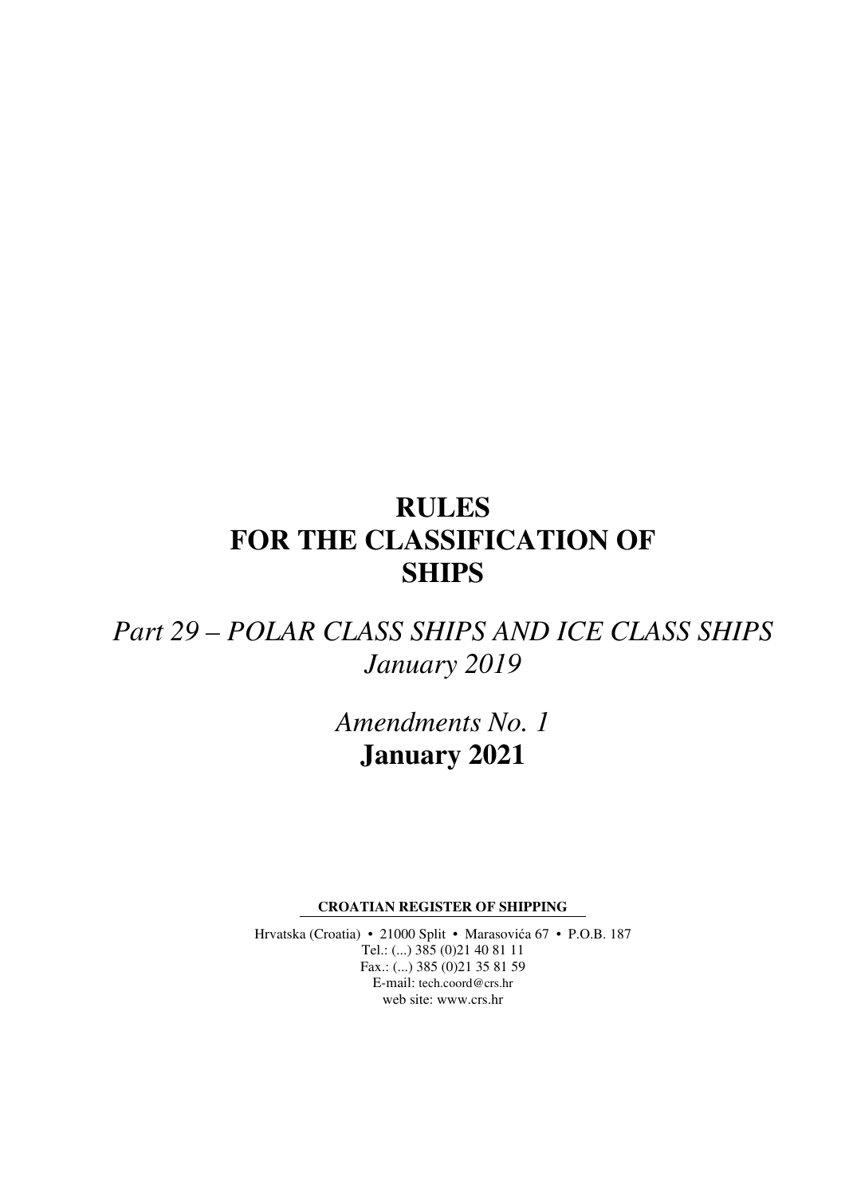# RULES FOR THE CLASSIFICATION OF SHIPS

*Part 29 – POLAR CLASS SHIPS AND ICE CLASS SHIPS*
*January 2019*

*Amendments No. 1*
**January 2021**

**CROATIAN REGISTER OF SHIPPING**

Hrvatska (Croatia) • 21000 Split • Marasovića 67 • P.O.B. 187
Tel.: (...) 385 (0)21 40 81 11
Fax.: (...) 385 (0)21 35 81 59
E-mail: tech.coord@crs.hr
web site: www.crs.hr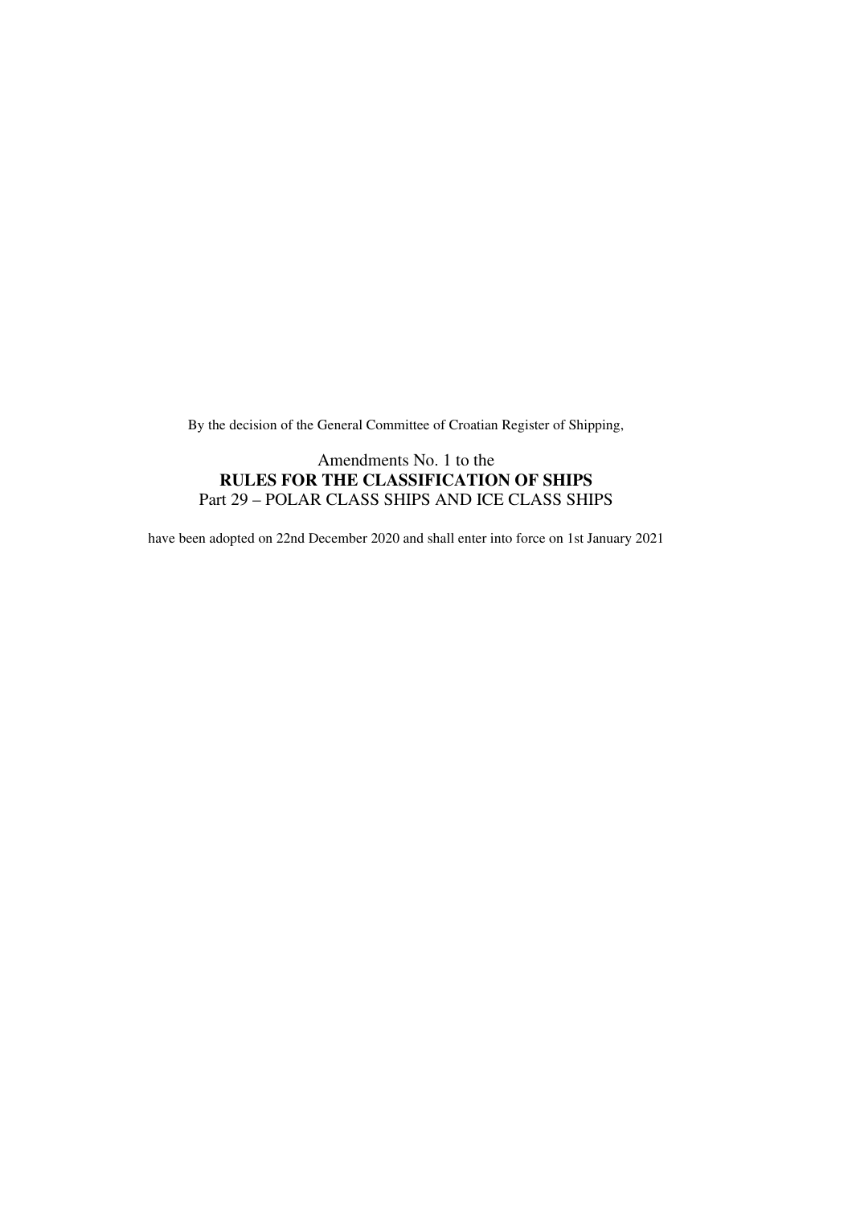By the decision of the General Committee of Croatian Register of Shipping,

Amendments No. 1 to the
**RULES FOR THE CLASSIFICATION OF SHIPS**
Part 29 – POLAR CLASS SHIPS AND ICE CLASS SHIPS

have been adopted on 22nd December 2020 and shall enter into force on 1st January 2021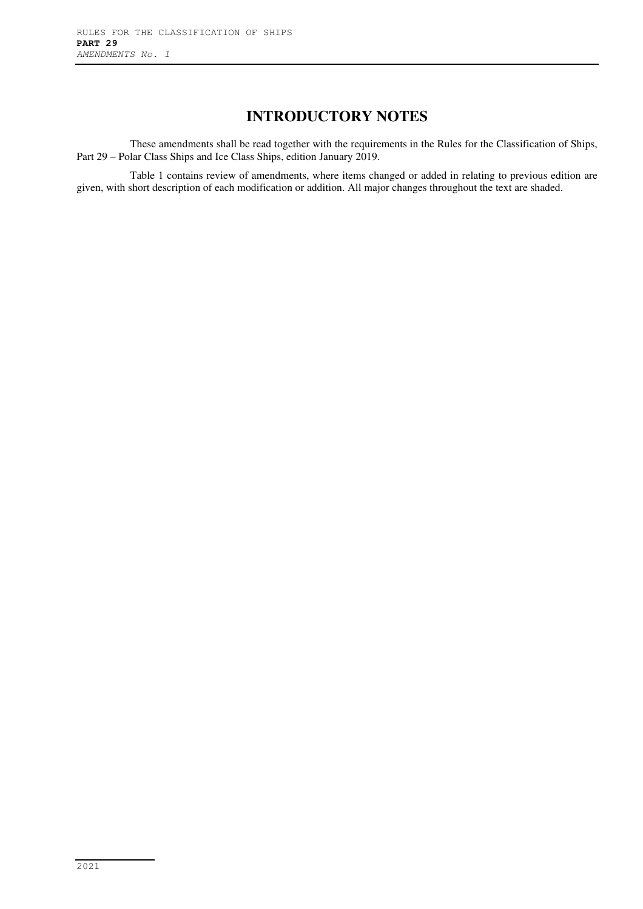# INTRODUCTORY NOTES

These amendments shall be read together with the requirements in the Rules for the Classification of Ships, Part 29 – Polar Class Ships and Ice Class Ships, edition January 2019.

Table 1 contains review of amendments, where items changed or added in relating to previous edition are given, with short description of each modification or addition. All major changes throughout the text are shaded.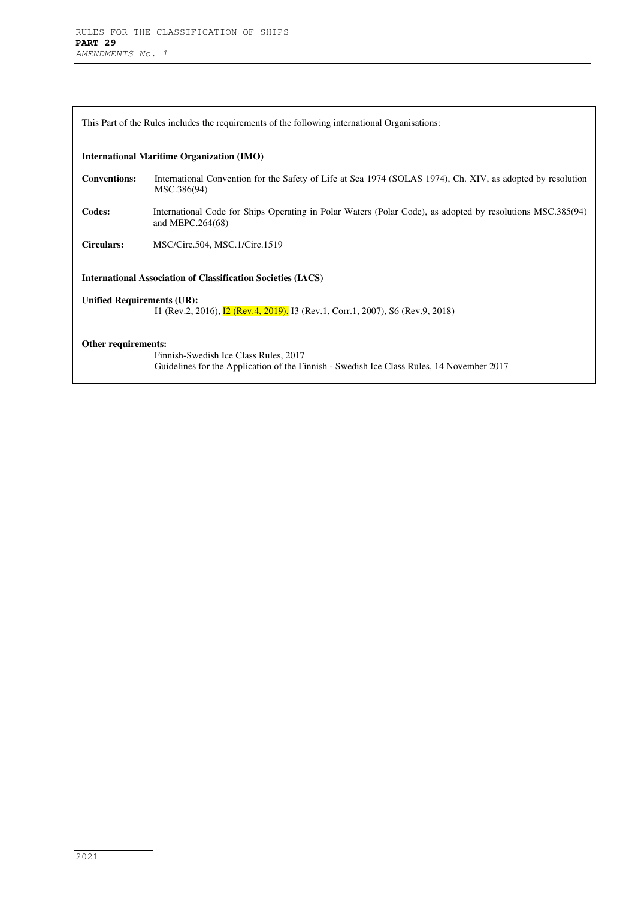This Part of the Rules includes the requirements of the following international Organisations:

**International Maritime Organization (IMO)**

**Conventions:** International Convention for the Safety of Life at Sea 1974 (SOLAS 1974), Ch. XIV, as adopted by resolution MSC.386(94)

**Codes:** International Code for Ships Operating in Polar Waters (Polar Code), as adopted by resolutions MSC.385(94) and MEPC.264(68)

**Circulars:** MSC/Circ.504, MSC.1/Circ.1519

**International Association of Classification Societies (IACS)**

**Unified Requirements (UR):**
I1 (Rev.2, 2016), I2 (Rev.4, 2019), I3 (Rev.1, Corr.1, 2007), S6 (Rev.9, 2018)

**Other requirements:**
Finnish-Swedish Ice Class Rules, 2017
Guidelines for the Application of the Finnish - Swedish Ice Class Rules, 14 November 2017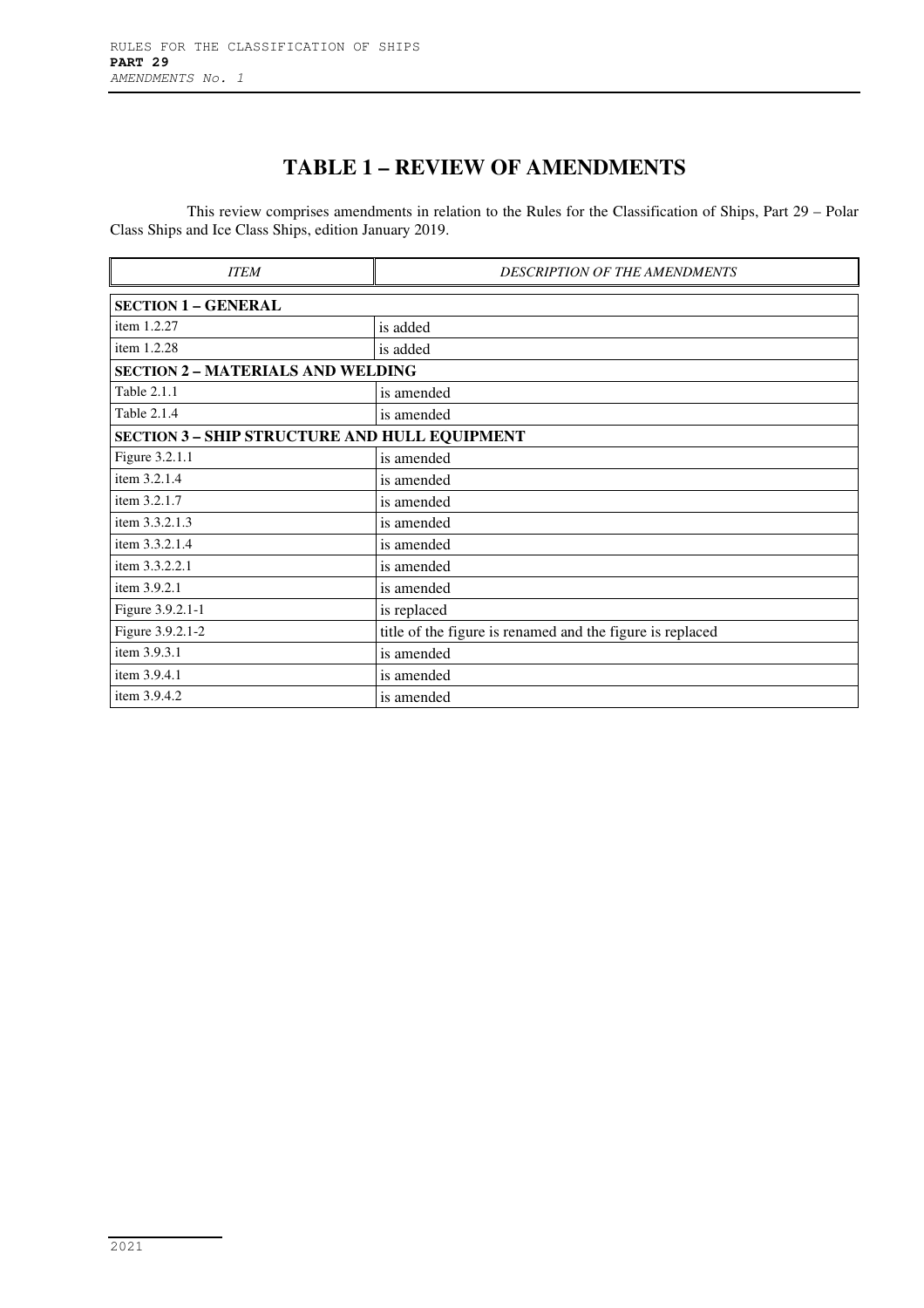# TABLE 1 – REVIEW OF AMENDMENTS

This review comprises amendments in relation to the Rules for the Classification of Ships, Part 29 – Polar Class Ships and Ice Class Ships, edition January 2019.

| *ITEM* | *DESCRIPTION OF THE AMENDMENTS* |
|---|---|
| **SECTION 1 – GENERAL** | |
| item 1.2.27 | is added |
| item 1.2.28 | is added |
| **SECTION 2 – MATERIALS AND WELDING** | |
| Table 2.1.1 | is amended |
| Table 2.1.4 | is amended |
| **SECTION 3 – SHIP STRUCTURE AND HULL EQUIPMENT** | |
| Figure 3.2.1.1 | is amended |
| item 3.2.1.4 | is amended |
| item 3.2.1.7 | is amended |
| item 3.3.2.1.3 | is amended |
| item 3.3.2.1.4 | is amended |
| item 3.3.2.2.1 | is amended |
| item 3.9.2.1 | is amended |
| Figure 3.9.2.1-1 | is replaced |
| Figure 3.9.2.1-2 | title of the figure is renamed and the figure is replaced |
| item 3.9.3.1 | is amended |
| item 3.9.4.1 | is amended |
| item 3.9.4.2 | is amended |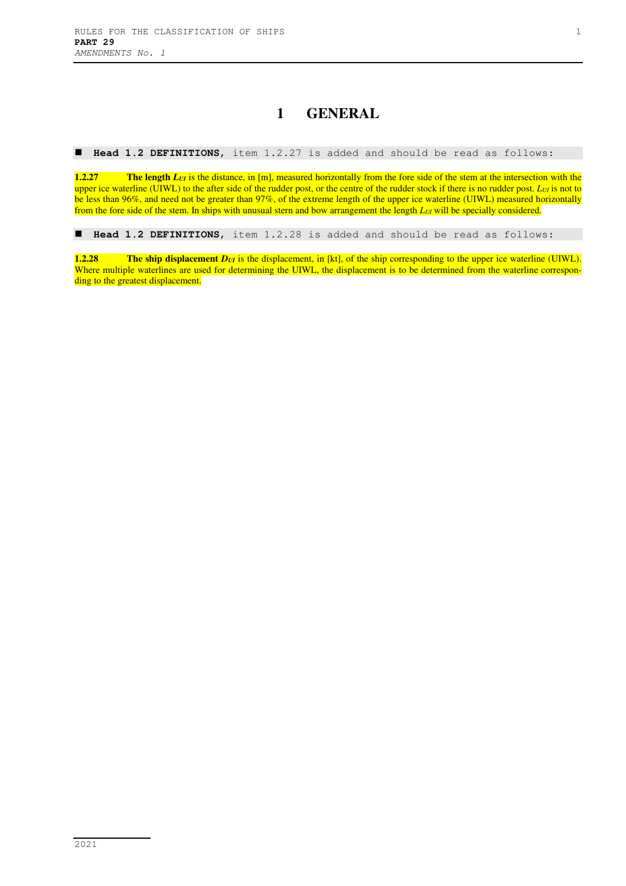# 1 GENERAL

■ **Head 1.2 DEFINITIONS,** item 1.2.27 is added and should be read as follows:

**1.2.27** **The length $L_{UI}$** is the distance, in [m], measured horizontally from the fore side of the stem at the intersection with the upper ice waterline (UIWL) to the after side of the rudder post, or the centre of the rudder stock if there is no rudder post. $L_{UI}$ is not to be less than 96%, and need not be greater than 97%, of the extreme length of the upper ice waterline (UIWL) measured horizontally from the fore side of the stem. In ships with unusual stern and bow arrangement the length $L_{UI}$ will be specially considered.

■ **Head 1.2 DEFINITIONS,** item 1.2.28 is added and should be read as follows:

**1.2.28** **The ship displacement $D_{UI}$** is the displacement, in [kt], of the ship corresponding to the upper ice waterline (UIWL). Where multiple waterlines are used for determining the UIWL, the displacement is to be determined from the waterline corresponding to the greatest displacement.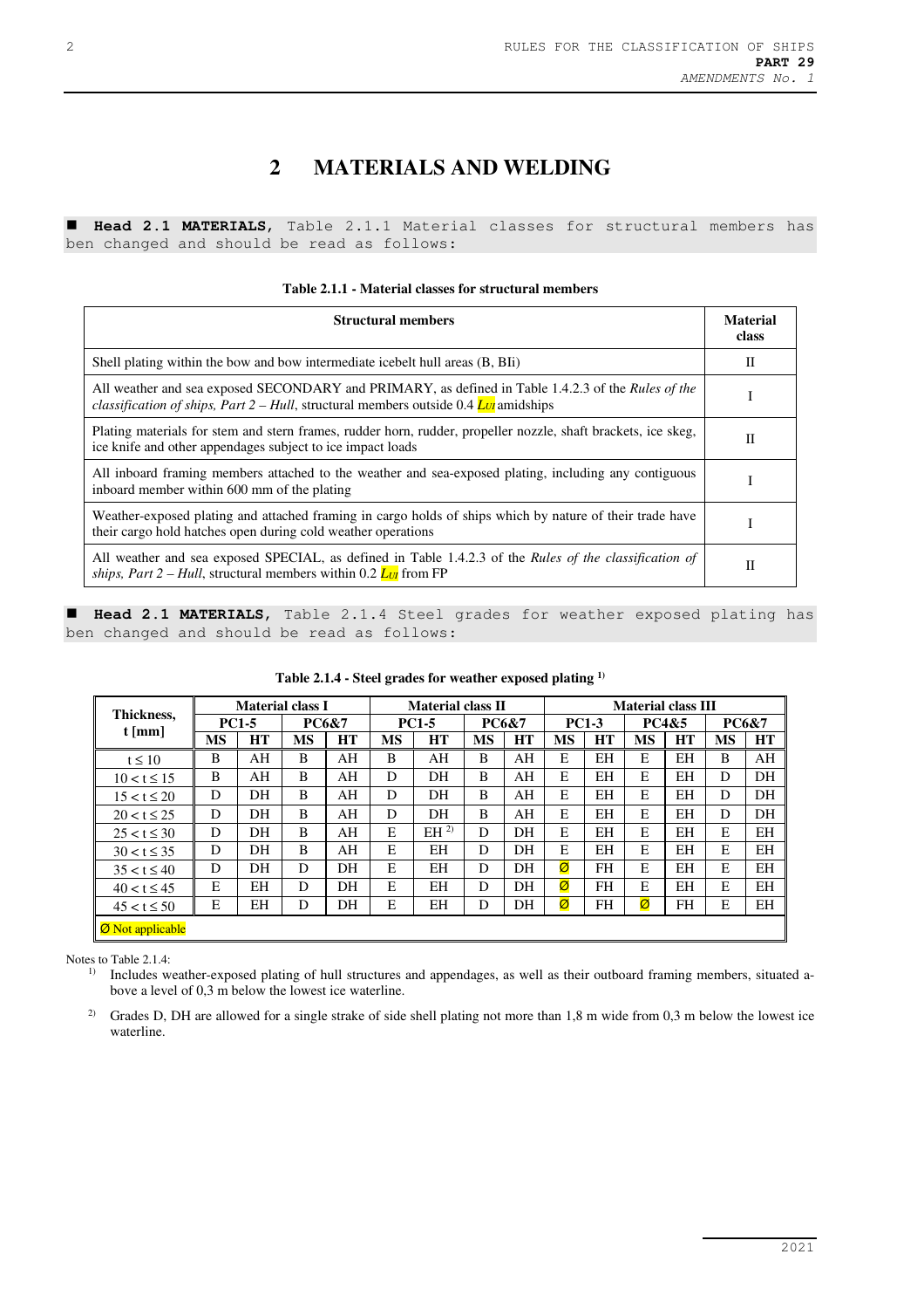# 2 MATERIALS AND WELDING

■ **Head 2.1 MATERIALS**, Table 2.1.1 Material classes for structural members has ben changed and should be read as follows:

**Table 2.1.1 - Material classes for structural members**

| Structural members | Material class |
|---|---|
| Shell plating within the bow and bow intermediate icebelt hull areas (B, BIi) | II |
| All weather and sea exposed SECONDARY and PRIMARY, as defined in Table 1.4.2.3 of the *Rules of the classification of ships, Part 2 – Hull*, structural members outside 0.4 $L_{UI}$ amidships | I |
| Plating materials for stem and stern frames, rudder horn, rudder, propeller nozzle, shaft brackets, ice skeg, ice knife and other appendages subject to ice impact loads | II |
| All inboard framing members attached to the weather and sea-exposed plating, including any contiguous inboard member within 600 mm of the plating | I |
| Weather-exposed plating and attached framing in cargo holds of ships which by nature of their trade have their cargo hold hatches open during cold weather operations | I |
| All weather and sea exposed SPECIAL, as defined in Table 1.4.2.3 of the *Rules of the classification of ships, Part 2 – Hull*, structural members within 0.2 $L_{UI}$ from FP | II |

■ **Head 2.1 MATERIALS**, Table 2.1.4 Steel grades for weather exposed plating has ben changed and should be read as follows:

**Table 2.1.4 - Steel grades for weather exposed plating [1)]**

| Thickness, t [mm] | Material class I | | | | Material class II | | | | Material class III | | | | | |
|---|---|---|---|---|---|---|---|---|---|---|---|---|---|---|
| | PC1-5 | | PC6&7 | | PC1-5 | | PC6&7 | | PC1-3 | | PC4&5 | | PC6&7 | |
| | MS | HT | MS | HT | MS | HT | MS | HT | MS | HT | MS | HT | MS | HT |
| t ≤ 10 | B | AH | B | AH | B | AH | B | AH | E | EH | E | EH | B | AH |
| 10 < t ≤ 15 | B | AH | B | AH | D | DH | B | AH | E | EH | E | EH | D | DH |
| 15 < t ≤ 20 | D | DH | B | AH | D | DH | B | AH | E | EH | E | EH | D | DH |
| 20 < t ≤ 25 | D | DH | B | AH | D | DH | B | AH | E | EH | E | EH | D | DH |
| 25 < t ≤ 30 | D | DH | B | AH | E | EH [2)] | D | DH | E | EH | E | EH | E | EH |
| 30 < t ≤ 35 | D | DH | B | AH | E | EH | D | DH | E | EH | E | EH | E | EH |
| 35 < t ≤ 40 | D | DH | D | DH | E | EH | D | DH | Ø | FH | E | EH | E | EH |
| 40 < t ≤ 45 | E | EH | D | DH | E | EH | D | DH | Ø | FH | E | EH | E | EH |
| 45 < t ≤ 50 | E | EH | D | DH | E | EH | D | DH | Ø | FH | Ø | FH | E | EH |
| Ø Not applicable | | | | | | | | | | | | | | |

Notes to Table 2.1.4:

1) Includes weather-exposed plating of hull structures and appendages, as well as their outboard framing members, situated above a level of 0,3 m below the lowest ice waterline.

2) Grades D, DH are allowed for a single strake of side shell plating not more than 1,8 m wide from 0,3 m below the lowest ice waterline.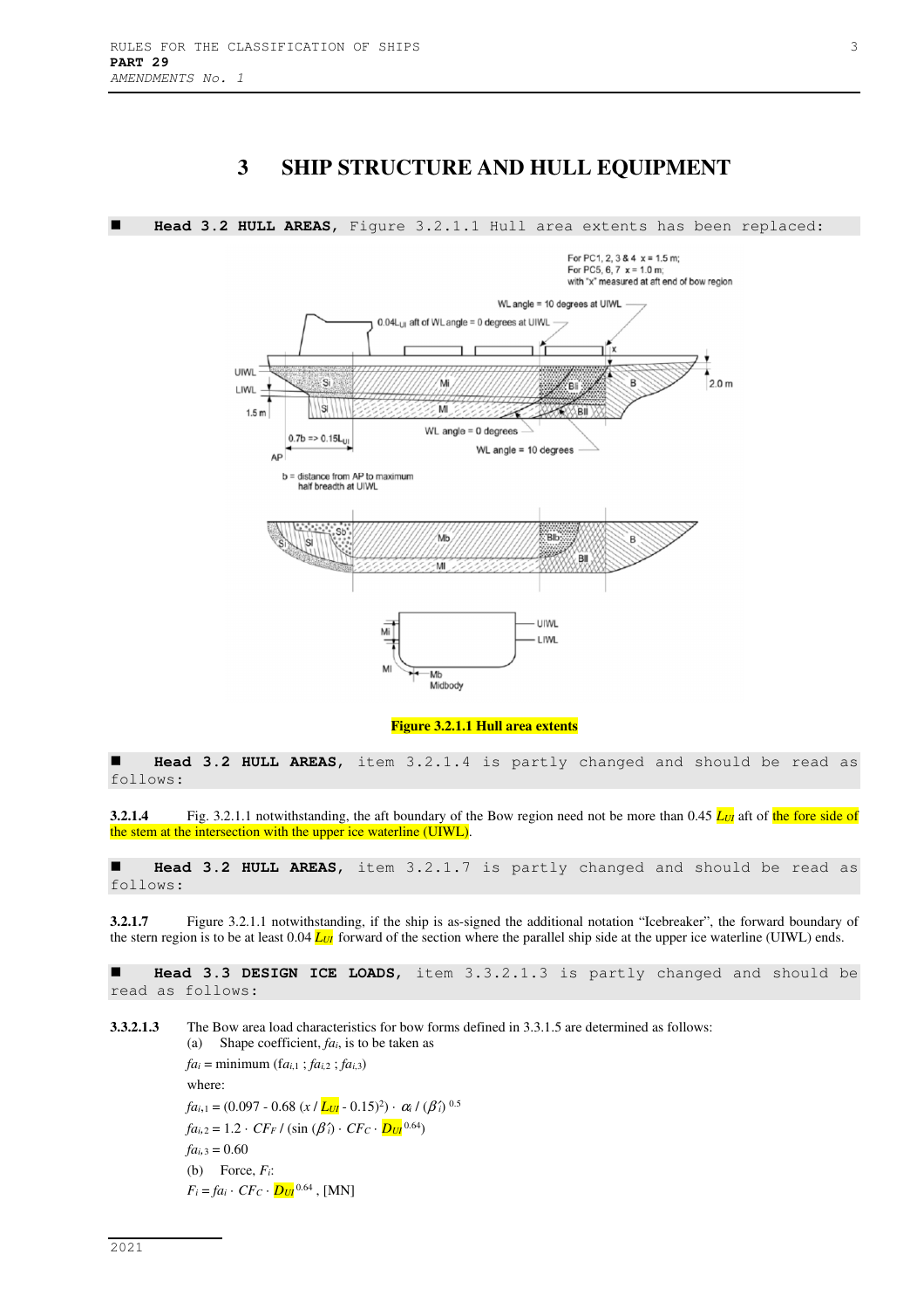# 3 SHIP STRUCTURE AND HULL EQUIPMENT

■ **Head 3.2 HULL AREAS**, Figure 3.2.1.1 Hull area extents has been replaced:

**Figure 3.2.1.1 Hull area extents**

■ **Head 3.2 HULL AREAS**, item 3.2.1.4 is partly changed and should be read as follows:

**3.2.1.4** Fig. 3.2.1.1 notwithstanding, the aft boundary of the Bow region need not be more than 0.45 $L_{UI}$ aft of the fore side of the stem at the intersection with the upper ice waterline (UIWL).

■ **Head 3.2 HULL AREAS**, item 3.2.1.7 is partly changed and should be read as follows:

**3.2.1.7** Figure 3.2.1.1 notwithstanding, if the ship is as-signed the additional notation "Icebreaker", the forward boundary of the stern region is to be at least 0.04 $L_{UI}$ forward of the section where the parallel ship side at the upper ice waterline (UIWL) ends.

■ **Head 3.3 DESIGN ICE LOADS**, item 3.3.2.1.3 is partly changed and should be read as follows:

**3.3.2.1.3** The Bow area load characteristics for bow forms defined in 3.3.1.5 are determined as follows:

(a) Shape coefficient, $fa_i$, is to be taken as

$fa_i$ = minimum ($fa_{i,1}$ ; $fa_{i,2}$ ; $fa_{i,3}$)

where:

$fa_{i,1} = (0.097 - 0.68\,(x / L_{UI} - 0.15)^2) \cdot \alpha_i / (\beta'_i)^{0.5}$

$fa_{i,2} = 1.2 \cdot CF_F / (\sin(\beta'_i) \cdot CF_C \cdot D_{UI}^{0.64})$

$fa_{i,3} = 0.60$

(b) Force, $F_i$:

$F_i = fa_i \cdot CF_C \cdot D_{UI}^{0.64}$, [MN]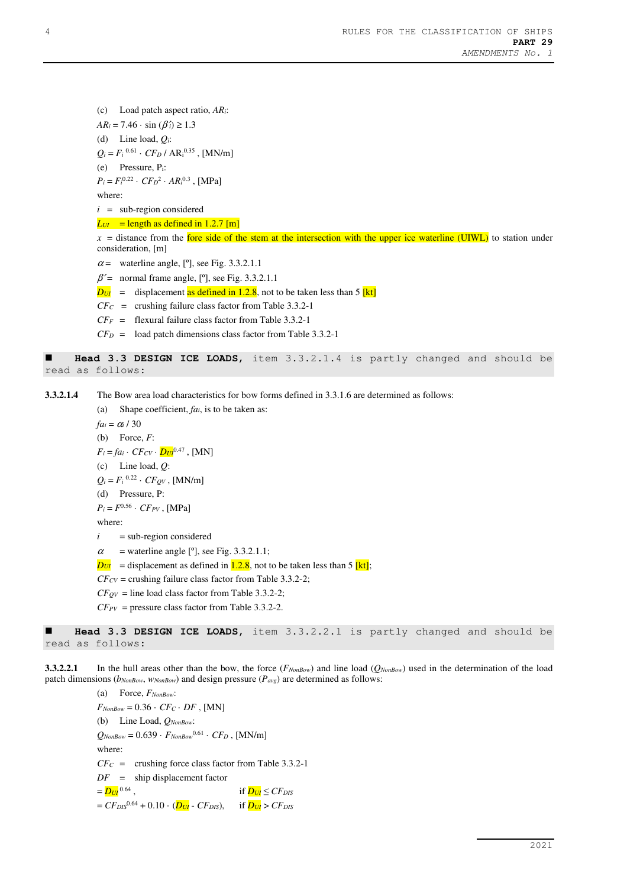(c) Load patch aspect ratio, $AR_i$:

$AR_i = 7.46 \cdot \sin(\beta'_i) \geq 1.3$

(d) Line load, $Q_i$:

$Q_i = F_i^{\,0.61} \cdot CF_D / AR_i^{0.35}$, [MN/m]

(e) Pressure, $P_i$:

$P_i = F_i^{0.22} \cdot CF_D^2 \cdot AR_i^{0.3}$, [MPa]

where:

$i$ = sub-region considered

$L_{UI}$ = length as defined in 1.2.7 [m]

$x$ = distance from the fore side of the stem at the intersection with the upper ice waterline (UIWL) to station under consideration, [m]

$\alpha$ = waterline angle, [º], see Fig. 3.3.2.1.1

$\beta'$ = normal frame angle, [º], see Fig. 3.3.2.1.1

$D_{UI}$ = displacement as defined in 1.2.8, not to be taken less than 5 [kt]

$CF_C$ = crushing failure class factor from Table 3.3.2-1

$CF_F$ = flexural failure class factor from Table 3.3.2-1

$CF_D$ = load patch dimensions class factor from Table 3.3.2-1

■ **Head 3.3 DESIGN ICE LOADS**, item 3.3.2.1.4 is partly changed and should be read as follows:

**3.3.2.1.4** The Bow area load characteristics for bow forms defined in 3.3.1.6 are determined as follows:

(a) Shape coefficient, $fa_i$, is to be taken as:

$fa_i = \alpha_i / 30$

(b) Force, $F$:

$F_i = fa_i \cdot CF_{CV} \cdot D_{UI}^{0.47}$, [MN]

(c) Line load, $Q$:

$Q_i = F_i^{\,0.22} \cdot CF_{QV}$, [MN/m]

(d) Pressure, P:

$P_i = F^{0.56} \cdot CF_{PV}$, [MPa]

where:

$i$ = sub-region considered

$\alpha$ = waterline angle [º], see Fig. 3.3.2.1.1;

$D_{UI}$ = displacement as defined in 1.2.8, not to be taken less than 5 [kt];

$CF_{CV}$ = crushing failure class factor from Table 3.3.2-2;

$CF_{QV}$ = line load class factor from Table 3.3.2-2;

$CF_{PV}$ = pressure class factor from Table 3.3.2-2.

■ **Head 3.3 DESIGN ICE LOADS**, item 3.3.2.2.1 is partly changed and should be read as follows:

**3.3.2.2.1** In the hull areas other than the bow, the force ($F_{NonBow}$) and line load ($Q_{NonBow}$) used in the determination of the load patch dimensions ($b_{NonBow}$, $w_{NonBow}$) and design pressure ($P_{avg}$) are determined as follows:

(a) Force, $F_{NonBow}$:

$F_{NonBow} = 0.36 \cdot CF_C \cdot DF$, [MN]

(b) Line Load, $Q_{NonBow}$:

$Q_{NonBow} = 0.639 \cdot F_{NonBow}^{\,0.61} \cdot CF_D$, [MN/m]

where:

$CF_C$ = crushing force class factor from Table 3.3.2-1

$DF$ = ship displacement factor

$= D_{UI}^{\,0.64}$, if $D_{UI} \leq CF_{DIS}$

$= CF_{DIS}^{0.64} + 0.10 \cdot (D_{UI} - CF_{DIS})$, if $D_{UI} > CF_{DIS}$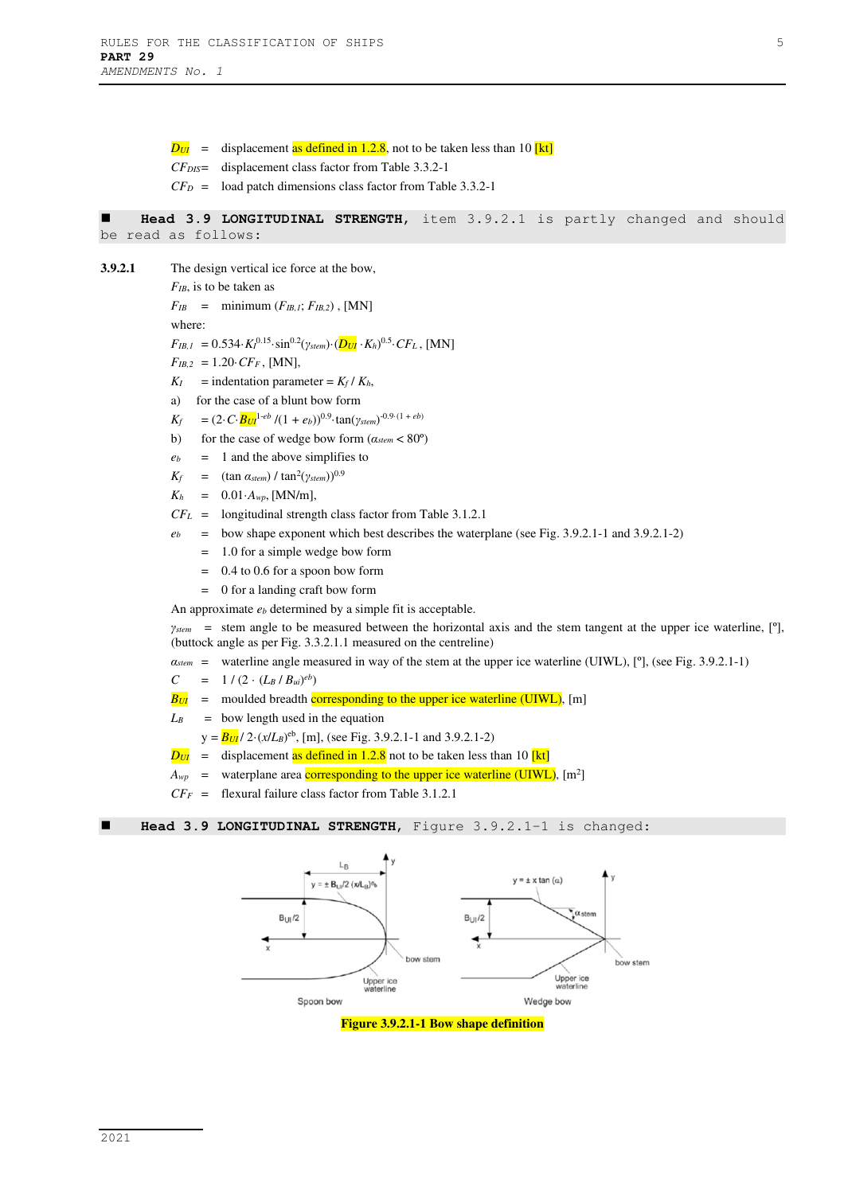$D_{UI}$ = displacement as defined in 1.2.8, not to be taken less than 10 [kt]

$CF_{DIS}$= displacement class factor from Table 3.3.2-1

$CF_D$ = load patch dimensions class factor from Table 3.3.2-1

■ **Head 3.9 LONGITUDINAL STRENGTH,** item 3.9.2.1 is partly changed and should be read as follows:

**3.9.2.1** The design vertical ice force at the bow,

$F_{IB}$, is to be taken as

$F_{IB}$ = minimum ($F_{IB,1}$; $F_{IB,2}$) , [MN]

where:

$F_{IB,1}$ $= 0.534 \cdot K_I^{0.15} \cdot \sin^{0.2}(\gamma_{stem}) \cdot (D_{UI} \cdot K_h)^{0.5} \cdot CF_L$, [MN]

$F_{IB,2}$ $= 1.20 \cdot CF_F$, [MN],

$K_I$ = indentation parameter = $K_f / K_h$,

a) for the case of a blunt bow form

$K_f$ $= (2 \cdot C \cdot B_{UI}^{1-eb} / (1 + e_b))^{0.9} \cdot \tan(\gamma_{stem})^{-0.9 \cdot (1 + eb)}$

b) for the case of wedge bow form ($\alpha_{stem} < 80°$)

$e_b$ = 1 and the above simplifies to

$K_f$ = $(\tan \alpha_{stem}) / \tan^2(\gamma_{stem}))^{0.9}$

$K_h$ = $0.01 \cdot A_{wp}$, [MN/m],

$CF_L$ = longitudinal strength class factor from Table 3.1.2.1

$e_b$ = bow shape exponent which best describes the waterplane (see Fig. 3.9.2.1-1 and 3.9.2.1-2)

= 1.0 for a simple wedge bow form

= 0.4 to 0.6 for a spoon bow form

= 0 for a landing craft bow form

An approximate $e_b$ determined by a simple fit is acceptable.

$\gamma_{stem}$ = stem angle to be measured between the horizontal axis and the stem tangent at the upper ice waterline, [°], (buttock angle as per Fig. 3.3.2.1.1 measured on the centreline)

$\alpha_{stem}$ = waterline angle measured in way of the stem at the upper ice waterline (UIWL), [°], (see Fig. 3.9.2.1-1)

$C$ = $1 / (2 \cdot (L_B / B_{ui})^{eb})$

$B_{UI}$ = moulded breadth corresponding to the upper ice waterline (UIWL), [m]

$L_B$ = bow length used in the equation

$y = B_{UI} / 2 \cdot (x/L_B)^{eb}$, [m], (see Fig. 3.9.2.1-1 and 3.9.2.1-2)

$D_{UI}$ = displacement as defined in 1.2.8 not to be taken less than 10 [kt]

$A_{wp}$ = waterplane area corresponding to the upper ice waterline (UIWL), [m²]

$CF_F$ = flexural failure class factor from Table 3.1.2.1

■ **Head 3.9 LONGITUDINAL STRENGTH,** Figure 3.9.2.1-1 is changed:

**Figure 3.9.2.1-1 Bow shape definition**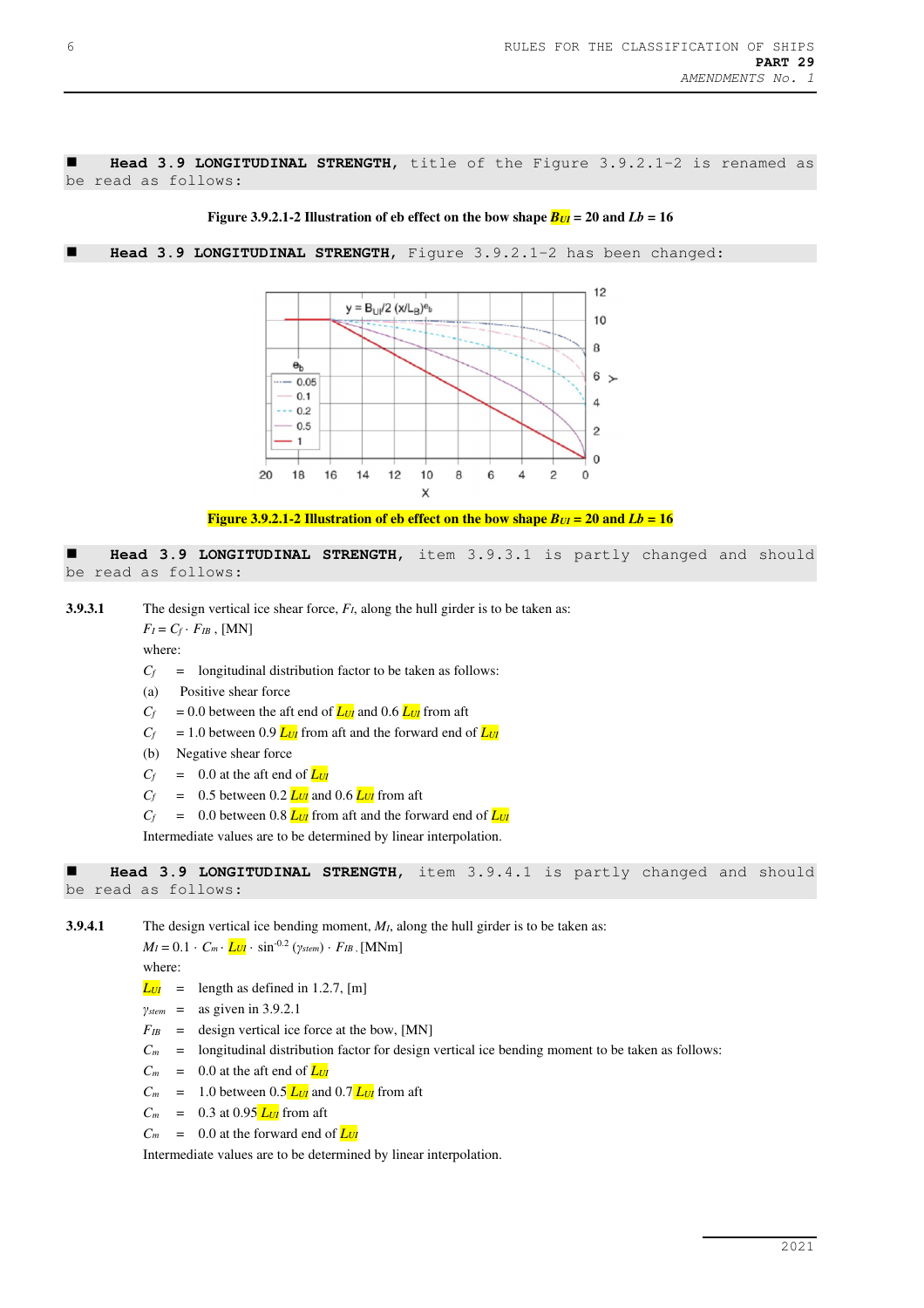■ **Head 3.9 LONGITUDINAL STRENGTH,** title of the Figure 3.9.2.1-2 is renamed as be read as follows:

**Figure 3.9.2.1-2 Illustration of eb effect on the bow shape $B_{UI}$ = 20 and $Lb$ = 16**

■ **Head 3.9 LONGITUDINAL STRENGTH,** Figure 3.9.2.1-2 has been changed:

**Figure 3.9.2.1-2 Illustration of eb effect on the bow shape $B_{UI}$ = 20 and $Lb$ = 16**

■ **Head 3.9 LONGITUDINAL STRENGTH,** item 3.9.3.1 is partly changed and should be read as follows:

**3.9.3.1** The design vertical ice shear force, $F_I$, along the hull girder is to be taken as:

$F_I = C_f \cdot F_{IB}$ , [MN]

where:

$C_f$ = longitudinal distribution factor to be taken as follows:

(a) Positive shear force

$C_f$ = 0.0 between the aft end of $L_{UI}$ and 0.6 $L_{UI}$ from aft

$C_f$ = 1.0 between 0.9 $L_{UI}$ from aft and the forward end of $L_{UI}$

(b) Negative shear force

$C_f$ = 0.0 at the aft end of $L_{UI}$

$C_f$ = 0.5 between 0.2 $L_{UI}$ and 0.6 $L_{UI}$ from aft

$C_f$ = 0.0 between 0.8 $L_{UI}$ from aft and the forward end of $L_{UI}$

Intermediate values are to be determined by linear interpolation.

■ **Head 3.9 LONGITUDINAL STRENGTH,** item 3.9.4.1 is partly changed and should be read as follows:

**3.9.4.1** The design vertical ice bending moment, $M_I$, along the hull girder is to be taken as:

$M_I = 0.1 \cdot C_m \cdot L_{UI} \cdot \sin^{-0.2}(\gamma_{stem}) \cdot F_{IB}$ . [MNm]

where:

$L_{UI}$ = length as defined in 1.2.7, [m]

$\gamma_{stem}$ = as given in 3.9.2.1

$F_{IB}$ = design vertical ice force at the bow, [MN]

$C_m$ = longitudinal distribution factor for design vertical ice bending moment to be taken as follows:

$C_m$ = 0.0 at the aft end of $L_{UI}$

$C_m$ = 1.0 between 0.5 $L_{UI}$ and 0.7 $L_{UI}$ from aft

$C_m$ = 0.3 at 0.95 $L_{UI}$ from aft

$C_m$ = 0.0 at the forward end of $L_{UI}$

Intermediate values are to be determined by linear interpolation.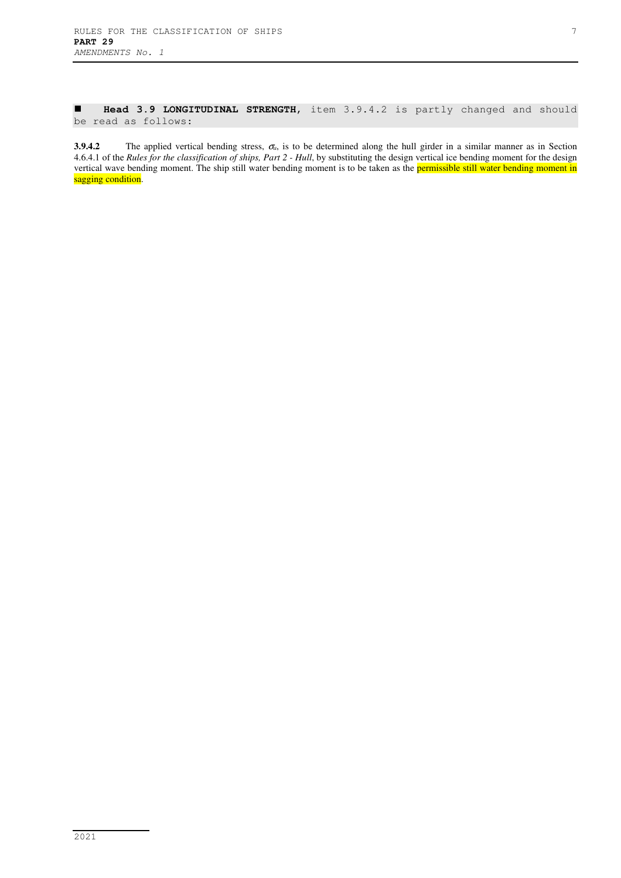■ **Head 3.9 LONGITUDINAL STRENGTH**, item 3.9.4.2 is partly changed and should be read as follows:

**3.9.4.2** The applied vertical bending stress, $\sigma_a$, is to be determined along the hull girder in a similar manner as in Section 4.6.4.1 of the *Rules for the classification of ships, Part 2 - Hull*, by substituting the design vertical ice bending moment for the design vertical wave bending moment. The ship still water bending moment is to be taken as the permissible still water bending moment in sagging condition.